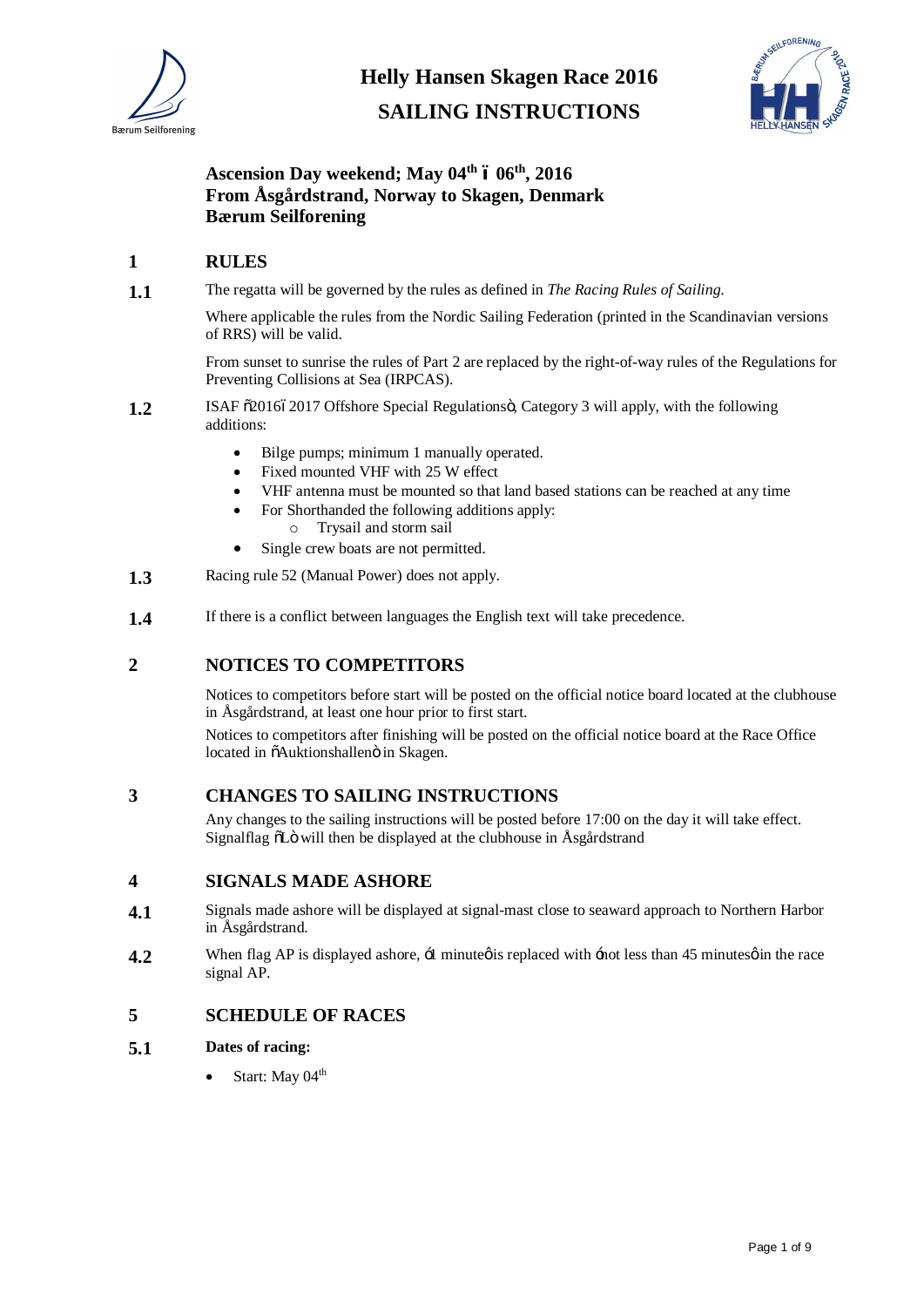# Helly Hansen Skagen Race 2016

# SAILING INSTRUCTIONS

**Ascension Day weekend; May 04th – 06th, 2016**
**From Åsgårdstrand, Norway to Skagen, Denmark**
**Bærum Seilforening**

## 1 RULES

**1.1** The regatta will be governed by the rules as defined in *The Racing Rules of Sailing.*

Where applicable the rules from the Nordic Sailing Federation (printed in the Scandinavian versions of RRS) will be valid.

From sunset to sunrise the rules of Part 2 are replaced by the right-of-way rules of the Regulations for Preventing Collisions at Sea (IRPCAS).

**1.2** ISAF "2016–2017 Offshore Special Regulations", Category 3 will apply, with the following additions:

- Bilge pumps; minimum 1 manually operated.
- Fixed mounted VHF with 25 W effect
- VHF antenna must be mounted so that land based stations can be reached at any time
- For Shorthanded the following additions apply:
  - Trysail and storm sail
- Single crew boats are not permitted.

**1.3** Racing rule 52 (Manual Power) does not apply.

**1.4** If there is a conflict between languages the English text will take precedence.

## 2 NOTICES TO COMPETITORS

Notices to competitors before start will be posted on the official notice board located at the clubhouse in Åsgårdstrand, at least one hour prior to first start.

Notices to competitors after finishing will be posted on the official notice board at the Race Office located in "Auktionshallen" in Skagen.

## 3 CHANGES TO SAILING INSTRUCTIONS

Any changes to the sailing instructions will be posted before 17:00 on the day it will take effect. Signalflag "L" will then be displayed at the clubhouse in Åsgårdstrand

## 4 SIGNALS MADE ASHORE

**4.1** Signals made ashore will be displayed at signal-mast close to seaward approach to Northern Harbor in Åsgårdstrand.

**4.2** When flag AP is displayed ashore, '1 minute' is replaced with 'not less than 45 minutes' in the race signal AP.

## 5 SCHEDULE OF RACES

**5.1** **Dates of racing:**

- Start: May 04th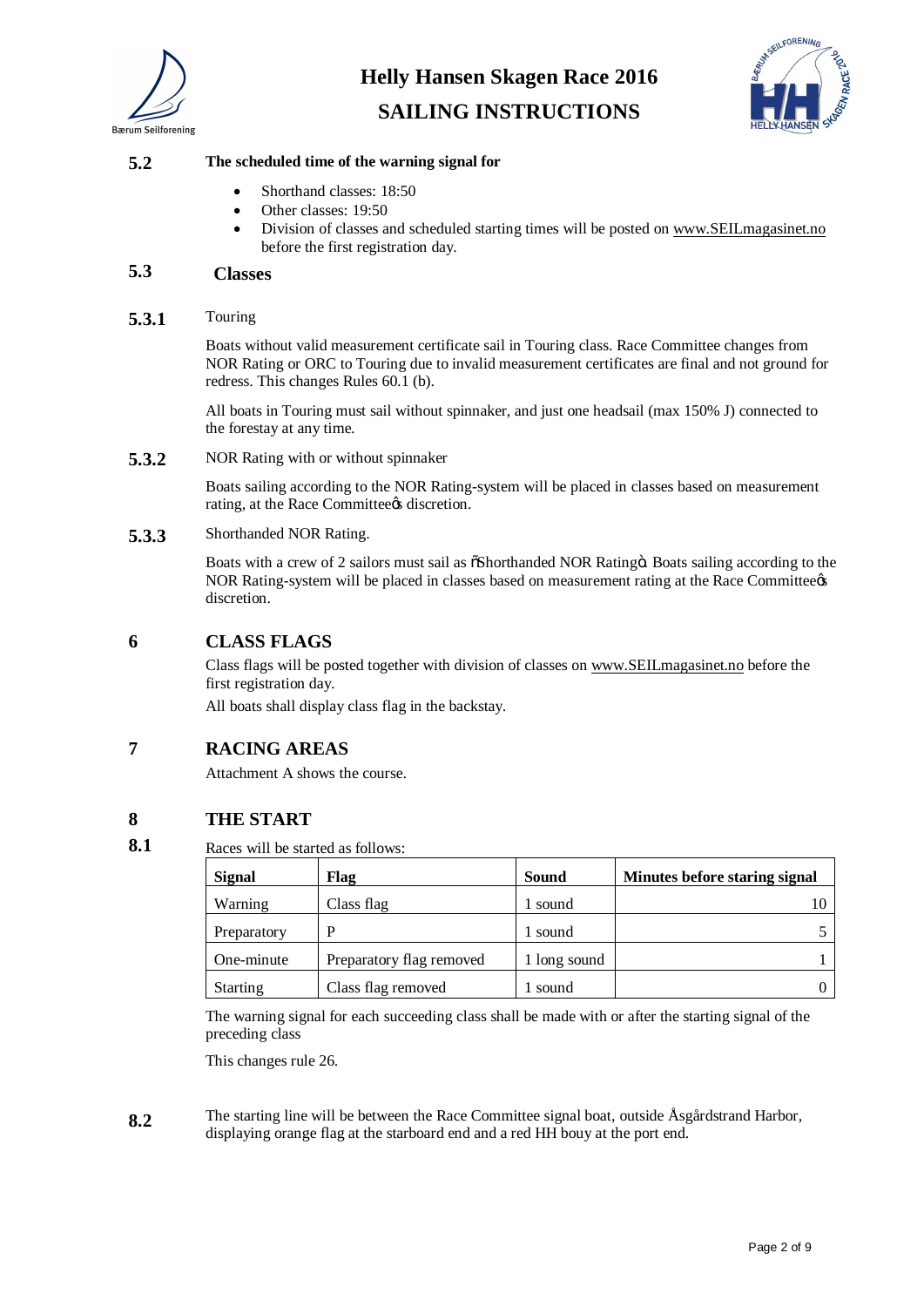### 5.2 The scheduled time of the warning signal for

- Shorthand classes: 18:50
- Other classes: 19:50
- Division of classes and scheduled starting times will be posted on www.SEILmagasinet.no before the first registration day.

### 5.3 Classes

#### 5.3.1 Touring

Boats without valid measurement certificate sail in Touring class. Race Committee changes from NOR Rating or ORC to Touring due to invalid measurement certificates are final and not ground for redress. This changes Rules 60.1 (b).

All boats in Touring must sail without spinnaker, and just one headsail (max 150% J) connected to the forestay at any time.

#### 5.3.2 NOR Rating with or without spinnaker

Boats sailing according to the NOR Rating-system will be placed in classes based on measurement rating, at the Race Committeeꞌs discretion.

#### 5.3.3 Shorthanded NOR Rating.

Boats with a crew of 2 sailors must sail as "Shorthanded NOR Rating". Boats sailing according to the NOR Rating-system will be placed in classes based on measurement rating at the Race Committeeꞌs discretion.

## 6 CLASS FLAGS

Class flags will be posted together with division of classes on www.SEILmagasinet.no before the first registration day.

All boats shall display class flag in the backstay.

## 7 RACING AREAS

Attachment A shows the course.

## 8 THE START

### 8.1 Races will be started as follows:

| Signal | Flag | Sound | Minutes before staring signal |
|---|---|---|---|
| Warning | Class flag | 1 sound | 10 |
| Preparatory | P | 1 sound | 5 |
| One-minute | Preparatory flag removed | 1 long sound | 1 |
| Starting | Class flag removed | 1 sound | 0 |

The warning signal for each succeeding class shall be made with or after the starting signal of the preceding class

This changes rule 26.

### 8.2

The starting line will be between the Race Committee signal boat, outside Åsgårdstrand Harbor, displaying orange flag at the starboard end and a red HH bouy at the port end.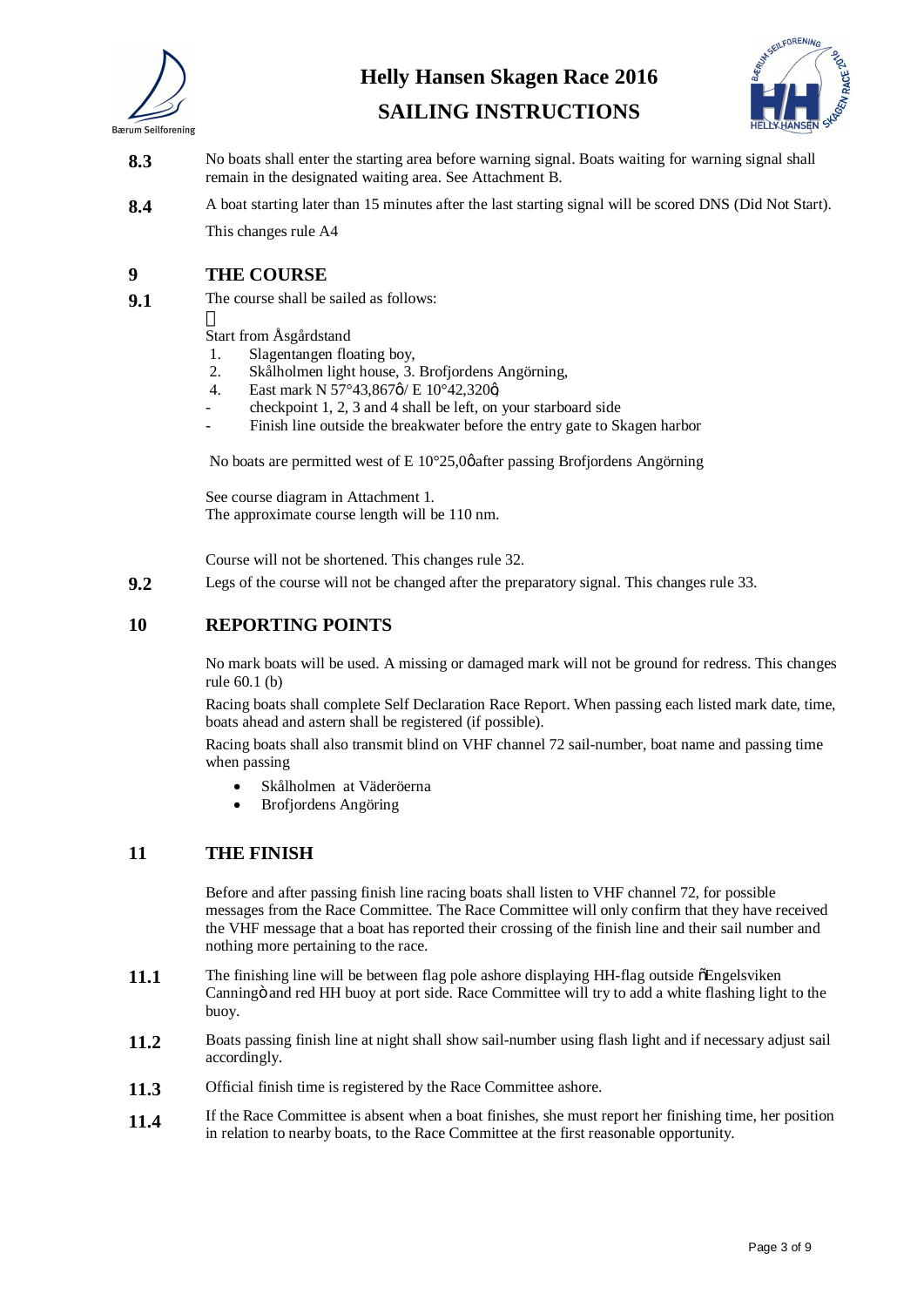**8.3** No boats shall enter the starting area before warning signal. Boats waiting for warning signal shall remain in the designated waiting area. See Attachment B.

**8.4** A boat starting later than 15 minutes after the last starting signal will be scored DNS (Did Not Start).

This changes rule A4

## 9 THE COURSE

**9.1** The course shall be sailed as follows:

Start from Åsgårdstand

1. Slagentangen floating boy,
2. Skålholmen light house, 3. Brofjordens Angörning,
4. East mark N 57°43,867ö/ E 10°42,320ö

- checkpoint 1, 2, 3 and 4 shall be left, on your starboard side
- Finish line outside the breakwater before the entry gate to Skagen harbor

No boats are permitted west of E 10°25,0ö after passing Brofjordens Angörning

See course diagram in Attachment 1.
The approximate course length will be 110 nm.

Course will not be shortened. This changes rule 32.

**9.2** Legs of the course will not be changed after the preparatory signal. This changes rule 33.

## 10 REPORTING POINTS

No mark boats will be used. A missing or damaged mark will not be ground for redress. This changes rule 60.1 (b)

Racing boats shall complete Self Declaration Race Report. When passing each listed mark date, time, boats ahead and astern shall be registered (if possible).

Racing boats shall also transmit blind on VHF channel 72 sail-number, boat name and passing time when passing

- Skålholmen at Väderöerna
- Brofjordens Angöring

## 11 THE FINISH

Before and after passing finish line racing boats shall listen to VHF channel 72, for possible messages from the Race Committee. The Race Committee will only confirm that they have received the VHF message that a boat has reported their crossing of the finish line and their sail number and nothing more pertaining to the race.

**11.1** The finishing line will be between flag pole ashore displaying HH-flag outside õEngelsviken Canningö and red HH buoy at port side. Race Committee will try to add a white flashing light to the buoy.

**11.2** Boats passing finish line at night shall show sail-number using flash light and if necessary adjust sail accordingly.

**11.3** Official finish time is registered by the Race Committee ashore.

**11.4** If the Race Committee is absent when a boat finishes, she must report her finishing time, her position in relation to nearby boats, to the Race Committee at the first reasonable opportunity.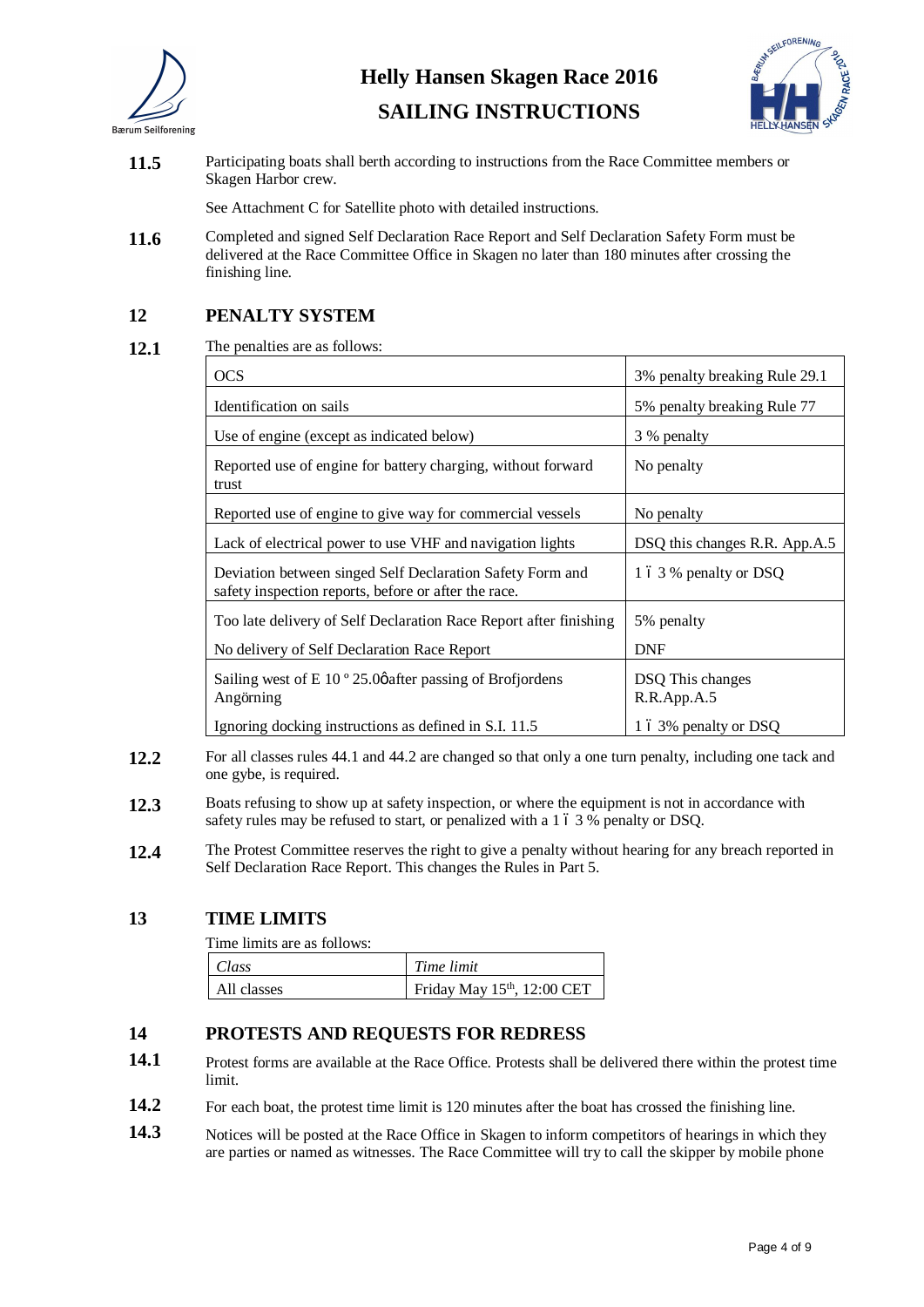**11.5** Participating boats shall berth according to instructions from the Race Committee members or Skagen Harbor crew.

See Attachment C for Satellite photo with detailed instructions.

**11.6** Completed and signed Self Declaration Race Report and Self Declaration Safety Form must be delivered at the Race Committee Office in Skagen no later than 180 minutes after crossing the finishing line.

## 12 PENALTY SYSTEM

**12.1** The penalties are as follows:

| | |
|---|---|
| OCS | 3% penalty breaking Rule 29.1 |
| Identification on sails | 5% penalty breaking Rule 77 |
| Use of engine (except as indicated below) | 3 % penalty |
| Reported use of engine for battery charging, without forward trust | No penalty |
| Reported use of engine to give way for commercial vessels | No penalty |
| Lack of electrical power to use VHF and navigation lights | DSQ this changes R.R. App.A.5 |
| Deviation between singed Self Declaration Safety Form and safety inspection reports, before or after the race. | 1 ï 3 % penalty or DSQ |
| Too late delivery of Self Declaration Race Report after finishing | 5% penalty |
| No delivery of Self Declaration Race Report | DNF |
| Sailing west of E 10 º 25.0ö after passing of Brofjordens Angörning | DSQ This changes R.R.App.A.5 |
| Ignoring docking instructions as defined in S.I. 11.5 | 1 ï 3% penalty or DSQ |

**12.2** For all classes rules 44.1 and 44.2 are changed so that only a one turn penalty, including one tack and one gybe, is required.

**12.3** Boats refusing to show up at safety inspection, or where the equipment is not in accordance with safety rules may be refused to start, or penalized with a 1 ï 3 % penalty or DSQ.

**12.4** The Protest Committee reserves the right to give a penalty without hearing for any breach reported in Self Declaration Race Report. This changes the Rules in Part 5.

## 13 TIME LIMITS

Time limits are as follows:

| *Class* | *Time limit* |
|---|---|
| All classes | Friday May 15th, 12:00 CET |

## 14 PROTESTS AND REQUESTS FOR REDRESS

**14.1** Protest forms are available at the Race Office. Protests shall be delivered there within the protest time limit.

**14.2** For each boat, the protest time limit is 120 minutes after the boat has crossed the finishing line.

**14.3** Notices will be posted at the Race Office in Skagen to inform competitors of hearings in which they are parties or named as witnesses. The Race Committee will try to call the skipper by mobile phone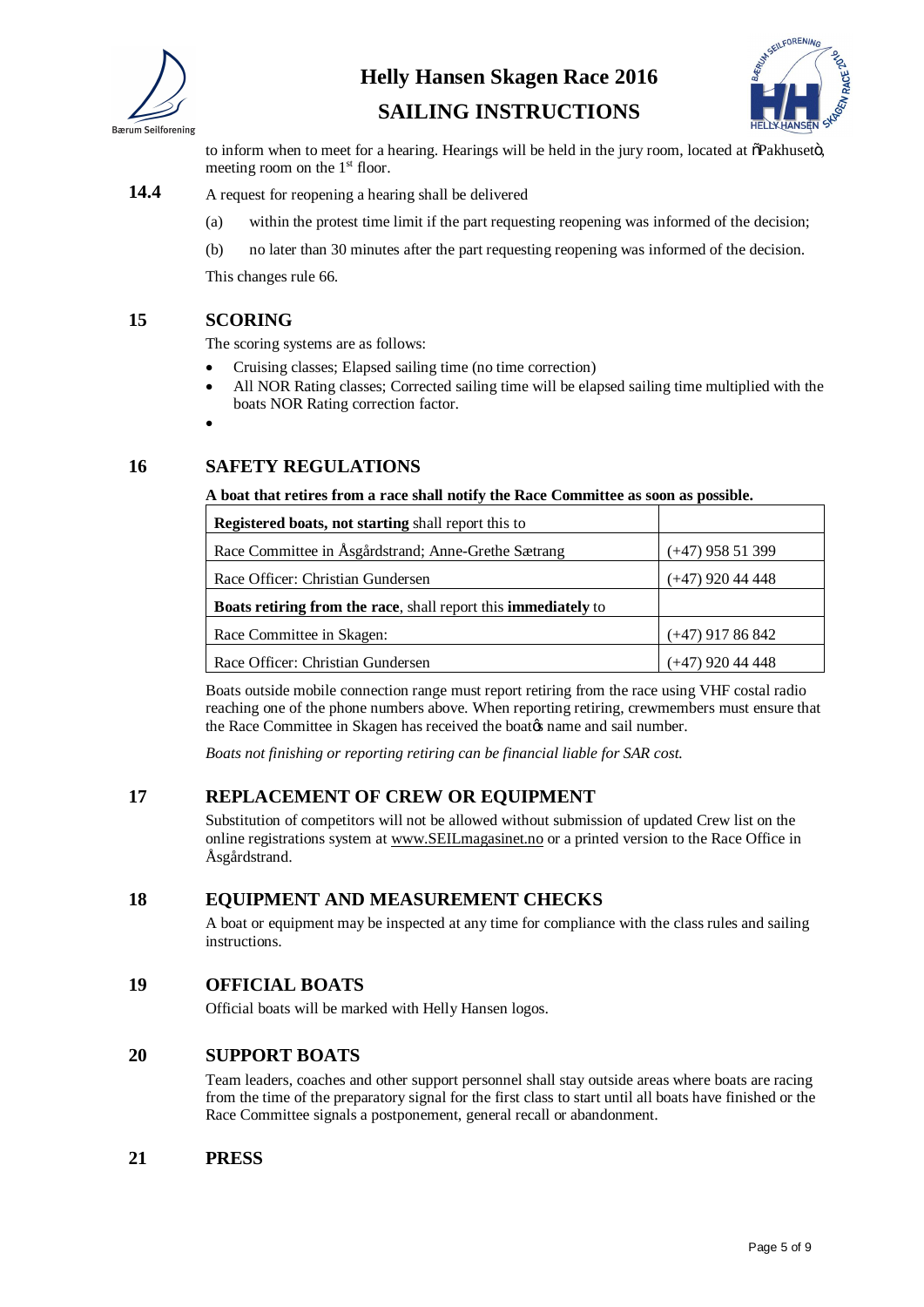to inform when to meet for a hearing. Hearings will be held in the jury room, located at "Pakhuset", meeting room on the 1st floor.

**14.4** A request for reopening a hearing shall be delivered

(a) within the protest time limit if the part requesting reopening was informed of the decision;

(b) no later than 30 minutes after the part requesting reopening was informed of the decision.

This changes rule 66.

## 15 SCORING

The scoring systems are as follows:

- Cruising classes; Elapsed sailing time (no time correction)
- All NOR Rating classes; Corrected sailing time will be elapsed sailing time multiplied with the boats NOR Rating correction factor.
-

## 16 SAFETY REGULATIONS

**A boat that retires from a race shall notify the Race Committee as soon as possible.**

| **Registered boats, not starting** shall report this to | |
|---|---|
| Race Committee in Åsgårdstrand; Anne-Grethe Sætrang | (+47) 958 51 399 |
| Race Officer: Christian Gundersen | (+47) 920 44 448 |
| **Boats retiring from the race**, shall report this **immediately** to | |
| Race Committee in Skagen: | (+47) 917 86 842 |
| Race Officer: Christian Gundersen | (+47) 920 44 448 |

Boats outside mobile connection range must report retiring from the race using VHF costal radio reaching one of the phone numbers above. When reporting retiring, crewmembers must ensure that the Race Committee in Skagen has received the boat's name and sail number.

*Boats not finishing or reporting retiring can be financial liable for SAR cost.*

## 17 REPLACEMENT OF CREW OR EQUIPMENT

Substitution of competitors will not be allowed without submission of updated Crew list on the online registrations system at www.SEILmagasinet.no or a printed version to the Race Office in Åsgårdstrand.

## 18 EQUIPMENT AND MEASUREMENT CHECKS

A boat or equipment may be inspected at any time for compliance with the class rules and sailing instructions.

## 19 OFFICIAL BOATS

Official boats will be marked with Helly Hansen logos.

## 20 SUPPORT BOATS

Team leaders, coaches and other support personnel shall stay outside areas where boats are racing from the time of the preparatory signal for the first class to start until all boats have finished or the Race Committee signals a postponement, general recall or abandonment.

## 21 PRESS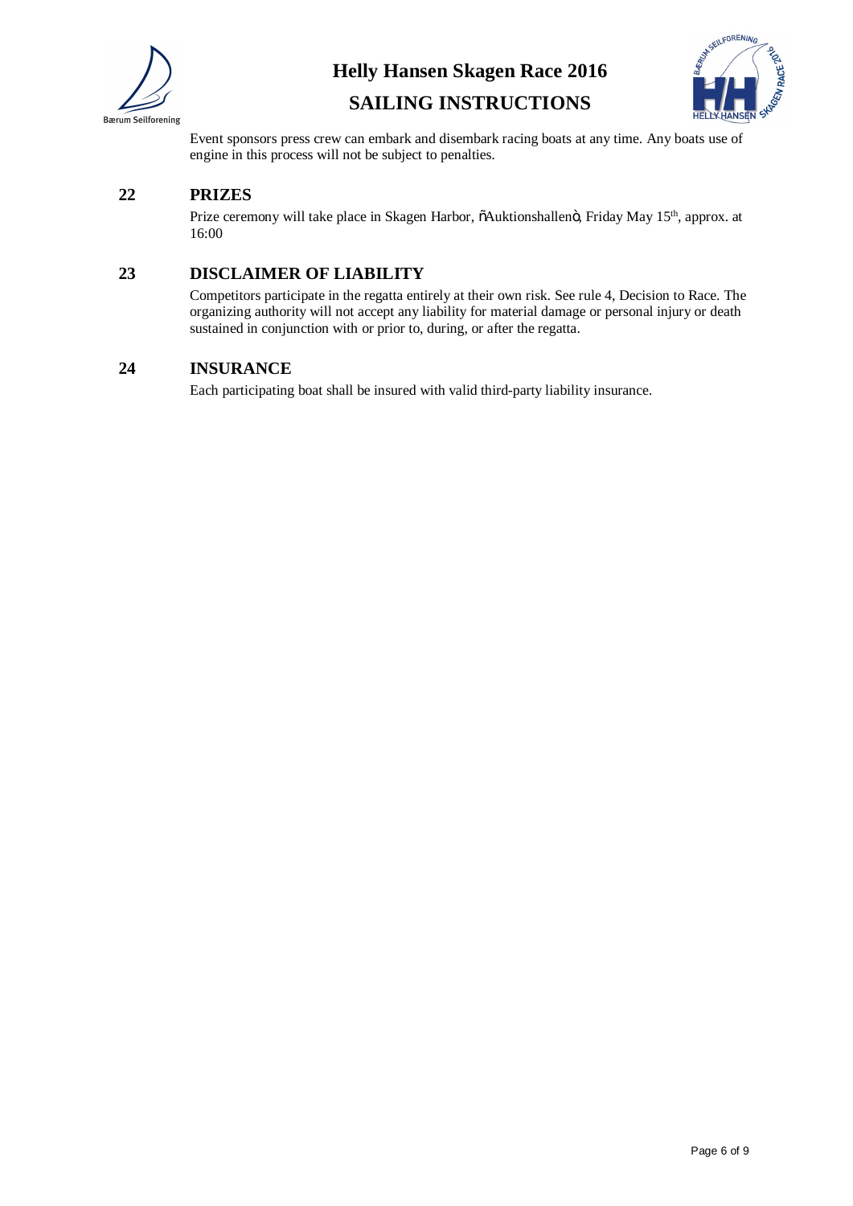Event sponsors press crew can embark and disembark racing boats at any time. Any boats use of engine in this process will not be subject to penalties.

## 22 PRIZES

Prize ceremony will take place in Skagen Harbor, õAuktionshallenö, Friday May 15th, approx. at 16:00

## 23 DISCLAIMER OF LIABILITY

Competitors participate in the regatta entirely at their own risk. See rule 4, Decision to Race. The organizing authority will not accept any liability for material damage or personal injury or death sustained in conjunction with or prior to, during, or after the regatta.

## 24 INSURANCE

Each participating boat shall be insured with valid third-party liability insurance.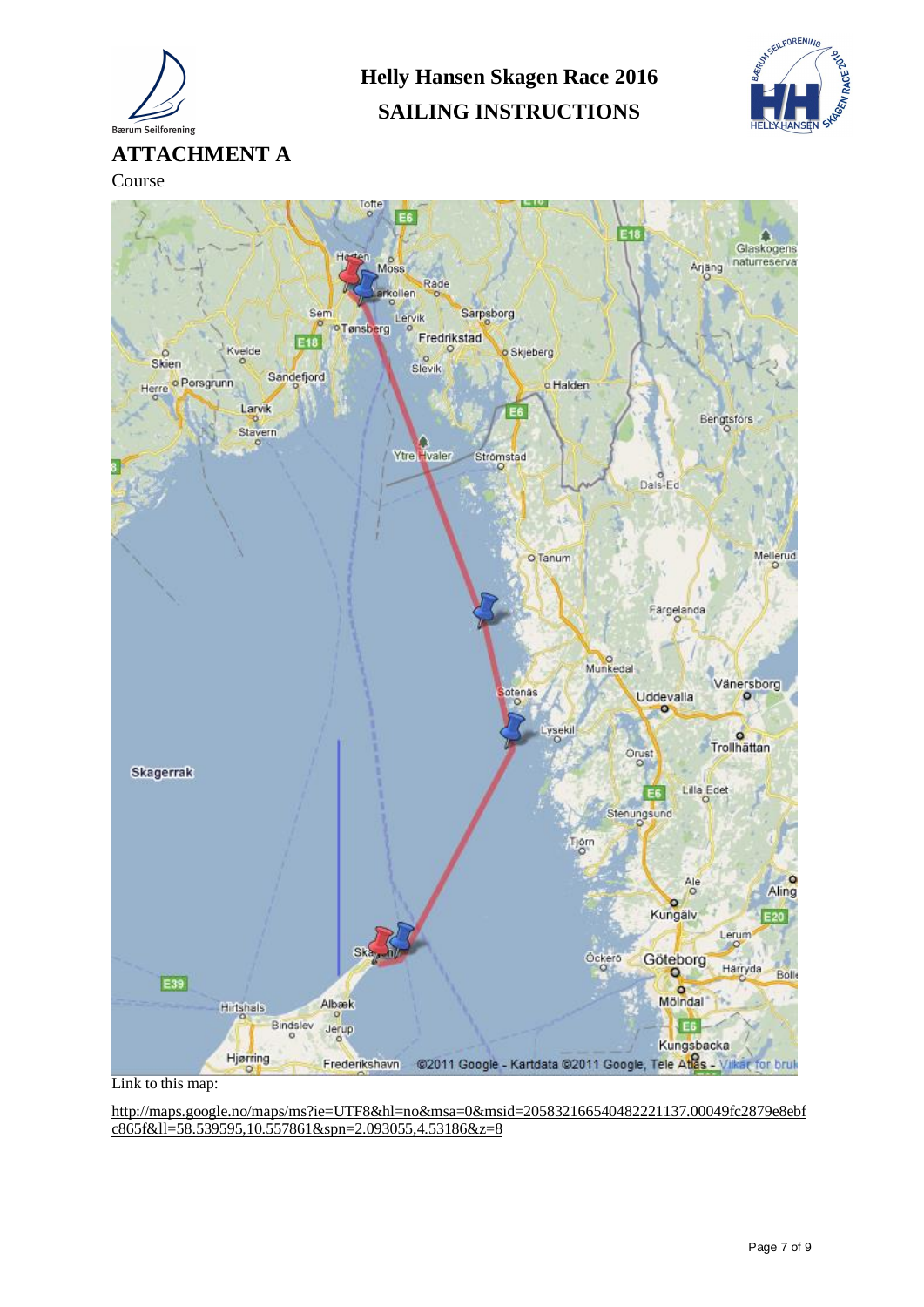Helly Hansen Skagen Race 2016

SAILING INSTRUCTIONS

## ATTACHMENT A

Course

Link to this map:

http://maps.google.no/maps/ms?ie=UTF8&hl=no&msa=0&msid=205832166540482221137.00049fc2879e8ebfc865f&ll=58.539595,10.557861&spn=2.093055,4.53186&z=8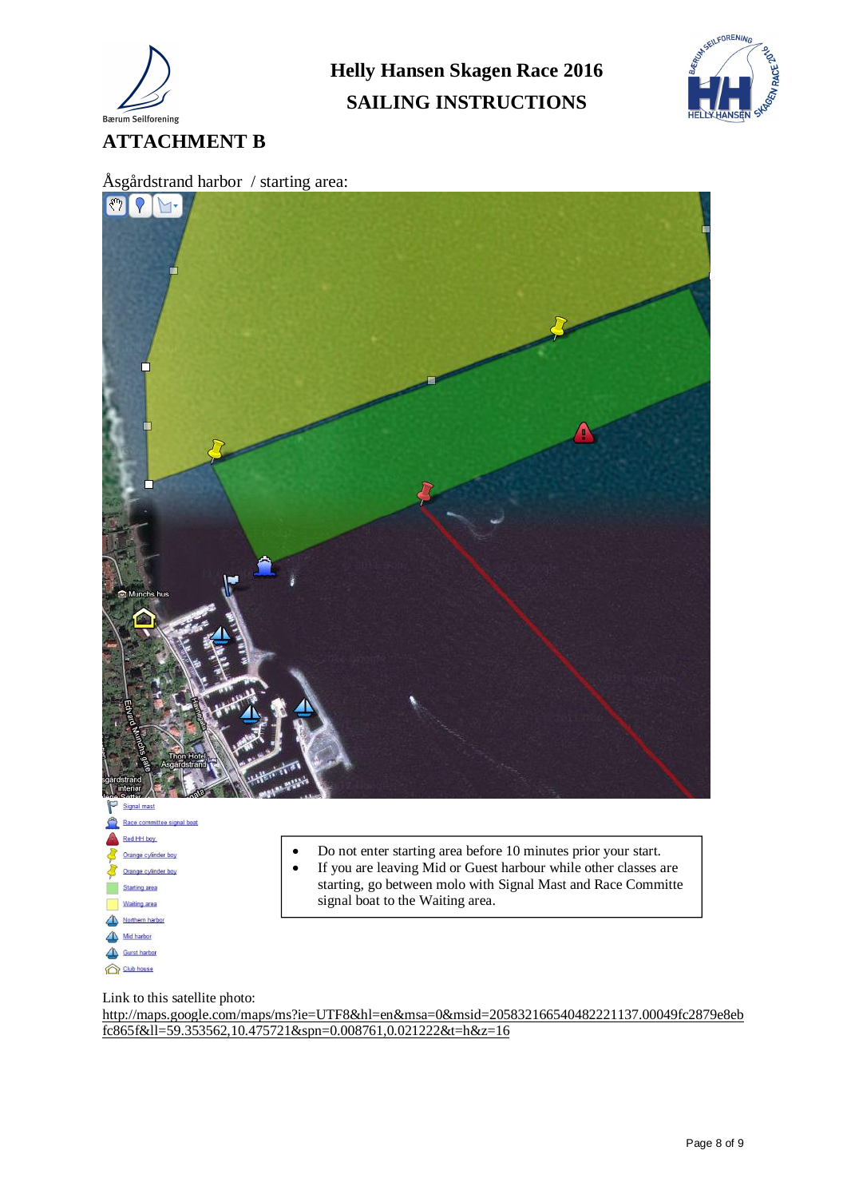# ATTACHMENT B

Åsgårdstrand harbor / starting area:

- Signal mast
- Race committee signal boat
- Red HH boy
- Orange cylinder boy
- Orange cylinder boy
- Starting area
- Waiting area
- Northern harbor
- Mid harbor
- Guest harbor
- Club house

- Do not enter starting area before 10 minutes prior your start.
- If you are leaving Mid or Guest harbour while other classes are starting, go between molo with Signal Mast and Race Committe signal boat to the Waiting area.

Link to this satellite photo:
http://maps.google.com/maps/ms?ie=UTF8&hl=en&msa=0&msid=205832166540482221137.00049fc2879e8ebfc865f&ll=59.353562,10.475721&spn=0.008761,0.021222&t=h&z=16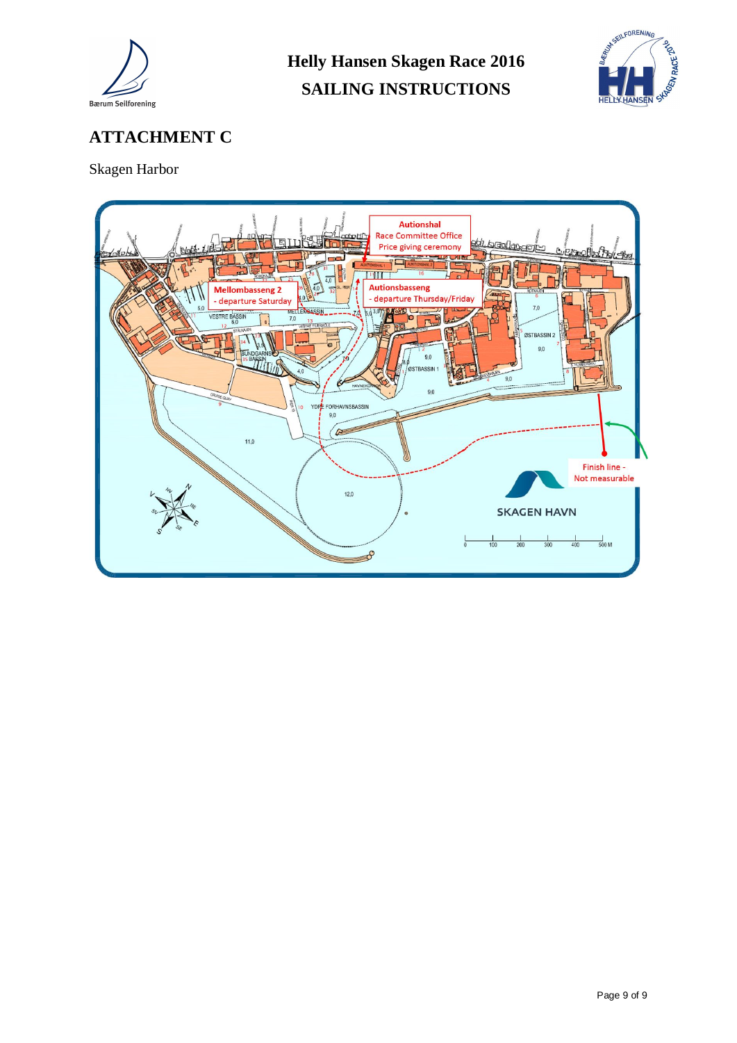# ATTACHMENT C

Skagen Harbor

Autionshal
Race Committee Office
Price giving ceremony

Mellombasseng 2
- departure Saturday

Autionsbasseng
- departure Thursday/Friday

Finish line -
Not measurable

SKAGEN HAVN